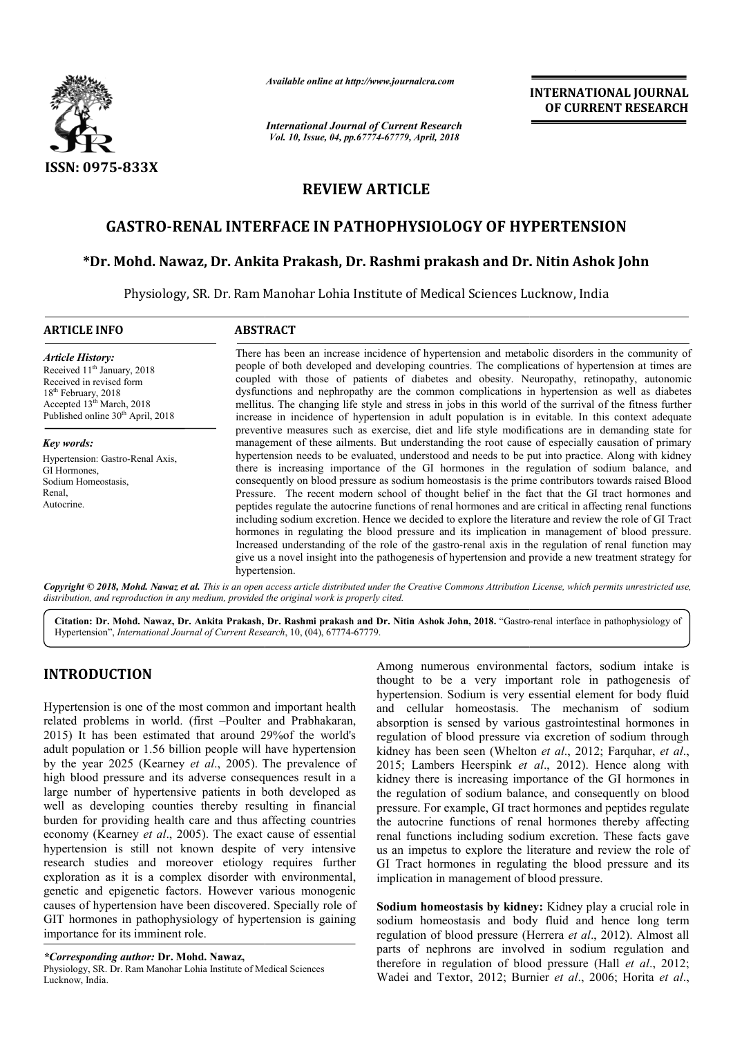ISSN: 0975-833X

*Available online at http://www.journalcra.com*

*International Journal of Current Research*
*Vol. 10, Issue, 04, pp.67774-67779, April, 2018*

**INTERNATIONAL JOURNAL OF CURRENT RESEARCH**

## REVIEW ARTICLE

# GASTRO-RENAL INTERFACE IN PATHOPHYSIOLOGY OF HYPERTENSION

**\*Dr. Mohd. Nawaz, Dr. Ankita Prakash, Dr. Rashmi prakash and Dr. Nitin Ashok John**

Physiology, SR. Dr. Ram Manohar Lohia Institute of Medical Sciences Lucknow, India

**ARTICLE INFO**

*Article History:*
Received 11th January, 2018
Received in revised form
18th February, 2018
Accepted 13th March, 2018
Published online 30th April, 2018

*Key words:*
Hypertension: Gastro-Renal Axis,
GI Hormones,
Sodium Homeostasis,
Renal,
Autocrine.

**ABSTRACT**

There has been an increase incidence of hypertension and metabolic disorders in the community of people of both developed and developing countries. The complications of hypertension at times are coupled with those of patients of diabetes and obesity. Neuropathy, retinopathy, autonomic dysfunctions and nephropathy are the common complications in hypertension as well as diabetes mellitus. The changing life style and stress in jobs in this world of the survival of the fitness further increase in incidence of hypertension in adult population is in evitable. In this context adequate preventive measures such as exercise, diet and life style modifications are in demanding state for management of these ailments. But understanding the root cause of especially causation of primary hypertension needs to be evaluated, understood and needs to be put into practice. Along with kidney there is increasing importance of the GI hormones in the regulation of sodium balance, and consequently on blood pressure as sodium homeostasis is the prime contributors towards raised Blood Pressure. The recent modern school of thought belief in the fact that the GI tract hormones and peptides regulate the autocrine functions of renal hormones and are critical in affecting renal functions including sodium excretion. Hence we decided to explore the literature and review the role of GI Tract hormones in regulating the blood pressure and its implication in management of blood pressure. Increased understanding of the role of the gastro-renal axis in the regulation of renal function may give us a novel insight into the pathogenesis of hypertension and provide a new treatment strategy for hypertension.

*Copyright © 2018, Mohd. Nawaz et al. This is an open access article distributed under the Creative Commons Attribution License, which permits unrestricted use, distribution, and reproduction in any medium, provided the original work is properly cited.*

**Citation: Dr. Mohd. Nawaz, Dr. Ankita Prakash, Dr. Rashmi prakash and Dr. Nitin Ashok John, 2018.** "Gastro-renal interface in pathophysiology of Hypertension", *International Journal of Current Research*, 10, (04), 67774-67779.

## INTRODUCTION

Hypertension is one of the most common and important health related problems in world. (first –Poulter and Prabhakaran, 2015) It has been estimated that around 29%of the world's adult population or 1.56 billion people will have hypertension by the year 2025 (Kearney *et al*., 2005). The prevalence of high blood pressure and its adverse consequences result in a large number of hypertensive patients in both developed as well as developing counties thereby resulting in financial burden for providing health care and thus affecting countries economy (Kearney *et al*., 2005). The exact cause of essential hypertension is still not known despite of very intensive research studies and moreover etiology requires further exploration as it is a complex disorder with environmental, genetic and epigenetic factors. However various monogenic causes of hypertension have been discovered. Specially role of GIT hormones in pathophysiology of hypertension is gaining importance for its imminent role.

Among numerous environmental factors, sodium intake is thought to be a very important role in pathogenesis of hypertension. Sodium is very essential element for body fluid and cellular homeostasis. The mechanism of sodium absorption is sensed by various gastrointestinal hormones in regulation of blood pressure via excretion of sodium through kidney has been seen (Whelton *et al*., 2012; Farquhar, *et al*., 2015; Lambers Heerspink *et al*., 2012). Hence along with kidney there is increasing importance of the GI hormones in the regulation of sodium balance, and consequently on blood pressure. For example, GI tract hormones and peptides regulate the autocrine functions of renal hormones thereby affecting renal functions including sodium excretion. These facts gave us an impetus to explore the literature and review the role of GI Tract hormones in regulating the blood pressure and its implication in management of blood pressure.

**Sodium homeostasis by kidney:** Kidney play a crucial role in sodium homeostasis and body fluid and hence long term regulation of blood pressure (Herrera *et al*., 2012). Almost all parts of nephrons are involved in sodium regulation and therefore in regulation of blood pressure (Hall *et al*., 2012; Wadei and Textor, 2012; Burnier *et al*., 2006; Horita *et al*.,

*\*Corresponding author:* **Dr. Mohd. Nawaz,**
Physiology, SR. Dr. Ram Manohar Lohia Institute of Medical Sciences Lucknow, India.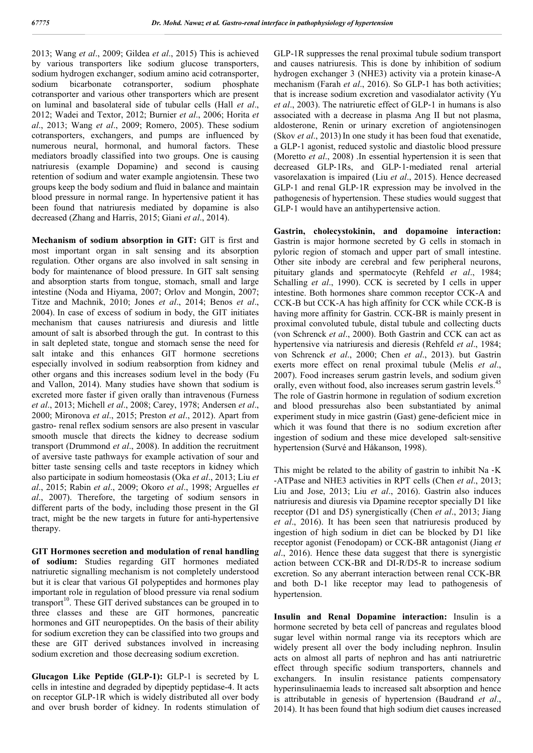2013; Wang *et al*., 2009; Gildea *et al*., 2015) This is achieved by various transporters like sodium glucose transporters, sodium hydrogen exchanger, sodium amino acid cotransporter, sodium bicarbonate cotransporter, sodium phosphate cotransporter and various other transporters which are present on luminal and basolateral side of tubular cells (Hall *et al*., 2012; Wadei and Textor, 2012; Burnier *et al*., 2006; Horita *et al*., 2013; Wang *et al*., 2009; Romero, 2005). These sodium cotransporters, exchangers, and pumps are influenced by numerous neural, hormonal, and humoral factors. These mediators broadly classified into two groups. One is causing natriuresis (example Dopamine) and second is causing retention of sodium and water example angiotensin. These two groups keep the body sodium and fluid in balance and maintain blood pressure in normal range. In hypertensive patient it has been found that natriuresis mediated by dopamine is also decreased (Zhang and Harris, 2015; Giani *et al*., 2014).

**Mechanism of sodium absorption in GIT:** GIT is first and most important organ in salt sensing and its absorption regulation. Other organs are also involved in salt sensing in body for maintenance of blood pressure. In GIT salt sensing and absorption starts from tongue, stomach, small and large intestine (Noda and Hiyama, 2007; Orlov and Mongin, 2007; Titze and Machnik, 2010; Jones *et al*., 2014; Benos *et al*., 2004). In case of excess of sodium in body, the GIT initiates mechanism that causes natriuresis and diuresis and little amount of salt is absorbed through the gut. In contrast to this in salt depleted state, tongue and stomach sense the need for salt intake and this enhances GIT hormone secretions especially involved in sodium reabsorption from kidney and other organs and this increases sodium level in the body (Fu and Vallon, 2014). Many studies have shown that sodium is excreted more faster if given orally than intravenous (Furness *et al*., 2013; Michell *et al*., 2008; Carey, 1978; Andersen *et al*., 2000; Mironova *et al*., 2015; Preston *et al*., 2012). Apart from gastro- renal reflex sodium sensors are also present in vascular smooth muscle that directs the kidney to decrease sodium transport (Drummond *et al*., 2008). In addition the recruitment of aversive taste pathways for example activation of sour and bitter taste sensing cells and taste receptors in kidney which also participate in sodium homeostasis (Oka *et al*., 2013; Liu *et al*., 2015; Rabin *et al*., 2009; Okoro *et al*., 1998; Arguelles *et al*., 2007). Therefore, the targeting of sodium sensors in different parts of the body, including those present in the GI tract, might be the new targets in future for anti-hypertensive therapy.

**GIT Hormones secretion and modulation of renal handling of sodium:** Studies regarding GIT hormones mediated natriuretic signalling mechanism is not completely understood but it is clear that various GI polypeptides and hormones play important role in regulation of blood pressure via renal sodium transport[10]. These GIT derived substances can be grouped in to three classes and these are GIT hormones, pancreatic hormones and GIT neuropeptides. On the basis of their ability for sodium excretion they can be classified into two groups and these are GIT derived substances involved in increasing sodium excretion and those decreasing sodium excretion.

**Glucagon Like Peptide (GLP-1):** GLP-1 is secreted by L cells in intestine and degraded by dipeptidy peptidase-4. It acts on receptor GLP-1R which is widely distributed all over body and over brush border of kidney. In rodents stimulation of GLP-1R suppresses the renal proximal tubule sodium transport and causes natriuresis. This is done by inhibition of sodium hydrogen exchanger 3 (NHE3) activity via a protein kinase-A mechanism (Farah *et al*., 2016). So GLP-1 has both activities; that is increase sodium excretion and vasodialator activity (Yu *et al*., 2003). The natriuretic effect of GLP-1 in humans is also associated with a decrease in plasma Ang II but not plasma, aldosterone, Renin or urinary excretion of angiotensinogen (Skov *et al*., 2013) In one study it has been foud that exenatide, a GLP-1 agonist, reduced systolic and diastolic blood pressure (Moretto *et al*., 2008) .In essential hypertension it is seen that decreased GLP-1Rs, and GLP-1-mediated renal arterial vasorelaxation is impaired (Liu *et al*., 2015). Hence decreased GLP-1 and renal GLP-1R expression may be involved in the pathogenesis of hypertension. These studies would suggest that GLP-1 would have an antihypertensive action.

**Gastrin, cholecystokinin, and dopamoine interaction:** Gastrin is major hormone secreted by G cells in stomach in pyloric region of stomach and upper part of small intestine. Other site inbody are cerebral and few peripheral neurons, pituitary glands and spermatocyte (Rehfeld *et al*., 1984; Schalling *et al*., 1990). CCK is secreted by I cells in upper intestine. Both hormones share common receptor CCK-A and CCK-B but CCK-A has high affinity for CCK while CCK-B is having more affinity for Gastrin. CCK-BR is mainly present in proximal convoluted tubule, distal tubule and collecting ducts (von Schrenck *et al*., 2000). Both Gastrin and CCK can act as hypertensive via natriuresis and dieresis (Rehfeld *et al*., 1984; von Schrenck *et al*., 2000; Chen *et al*., 2013). but Gastrin exerts more effect on renal proximal tubule (Melis *et al*., 2007). Food increases serum gastrin levels, and sodium given orally, even without food, also increases serum gastrin levels.[45] The role of Gastrin hormone in regulation of sodium excretion and blood pressurehas also been substantiated by animal experiment study in mice gastrin (Gast) gene-deficient mice in which it was found that there is no sodium excretion after ingestion of sodium and these mice developed salt-sensitive hypertension (Survé and Håkanson, 1998).

This might be related to the ability of gastrin to inhibit Na -K -ATPase and NHE3 activities in RPT cells (Chen *et al*., 2013; Liu and Jose, 2013; Liu *et al*., 2016). Gastrin also induces natriuresis and diuresis via Dpamine receptor specially D1 like receptor (D1 and D5) synergistically (Chen *et al*., 2013; Jiang *et al*., 2016). It has been seen that natriuresis produced by ingestion of high sodium in diet can be blocked by D1 like receptor agonist (Fenodopam) or CCK-BR antagonist (Jiang *et al*., 2016). Hence these data suggest that there is synergistic action between CCK-BR and DI-R/D5-R to increase sodium excretion. So any aberrant interaction between renal CCK-BR and both D-1 like receptor may lead to pathogenesis of hypertension.

**Insulin and Renal Dopamine interaction:** Insulin is a hormone secreted by beta cell of pancreas and regulates blood sugar level within normal range via its receptors which are widely present all over the body including nephron. Insulin acts on almost all parts of nephron and has anti natriuretic effect through specific sodium transporters, channels and exchangers. In insulin resistance patients compensatory hyperinsulinaemia leads to increased salt absorption and hence is attributable in genesis of hypertension (Baudrand *et al*., 2014). It has been found that high sodium diet causes increased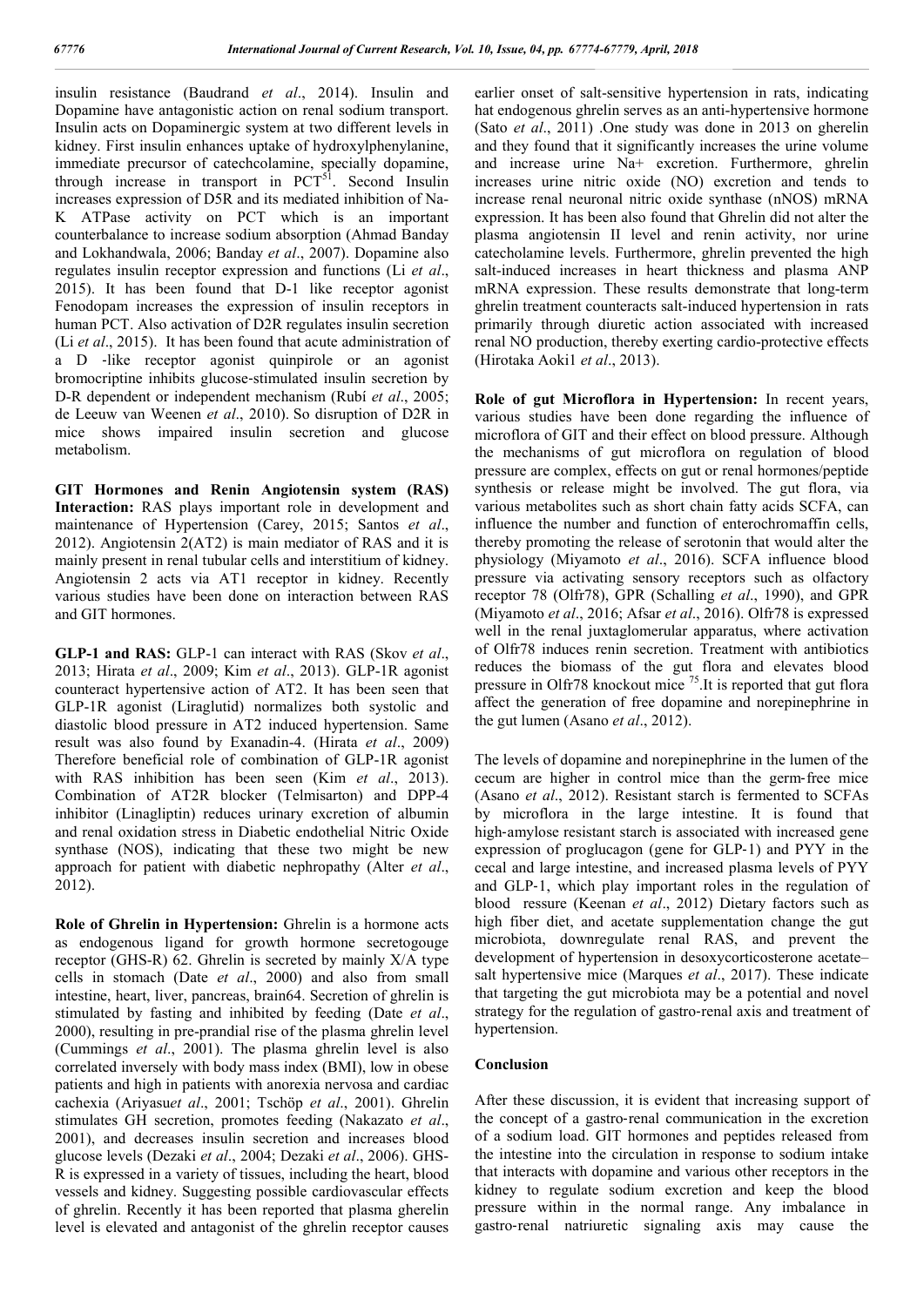insulin resistance (Baudrand *et al*., 2014). Insulin and Dopamine have antagonistic action on renal sodium transport. Insulin acts on Dopaminergic system at two different levels in kidney. First insulin enhances uptake of hydroxylphenylanine, immediate precursor of catechcolamine, specially dopamine, through increase in transport in PCT[51]. Second Insulin increases expression of D5R and its mediated inhibition of Na-K ATPase activity on PCT which is an important counterbalance to increase sodium absorption (Ahmad Banday and Lokhandwala, 2006; Banday *et al*., 2007). Dopamine also regulates insulin receptor expression and functions (Li *et al*., 2015). It has been found that D-1 like receptor agonist Fenodopam increases the expression of insulin receptors in human PCT. Also activation of D2R regulates insulin secretion (Li *et al*., 2015). It has been found that acute administration of a D -like receptor agonist quinpirole or an agonist bromocriptine inhibits glucose-stimulated insulin secretion by D-R dependent or independent mechanism (Rubí *et al*., 2005; de Leeuw van Weenen *et al*., 2010). So disruption of D2R in mice shows impaired insulin secretion and glucose metabolism.

**GIT Hormones and Renin Angiotensin system (RAS) Interaction:** RAS plays important role in development and maintenance of Hypertension (Carey, 2015; Santos *et al*., 2012). Angiotensin 2(AT2) is main mediator of RAS and it is mainly present in renal tubular cells and interstitium of kidney. Angiotensin 2 acts via AT1 receptor in kidney. Recently various studies have been done on interaction between RAS and GIT hormones.

**GLP-1 and RAS:** GLP-1 can interact with RAS (Skov *et al*., 2013; Hirata *et al*., 2009; Kim *et al*., 2013). GLP-1R agonist counteract hypertensive action of AT2. It has been seen that GLP-1R agonist (Liraglutid) normalizes both systolic and diastolic blood pressure in AT2 induced hypertension. Same result was also found by Exanadin-4. (Hirata *et al*., 2009) Therefore beneficial role of combination of GLP-1R agonist with RAS inhibition has been seen (Kim *et al*., 2013). Combination of AT2R blocker (Telmisarton) and DPP-4 inhibitor (Linagliptin) reduces urinary excretion of albumin and renal oxidation stress in Diabetic endothelial Nitric Oxide synthase (NOS), indicating that these two might be new approach for patient with diabetic nephropathy (Alter *et al*., 2012).

**Role of Ghrelin in Hypertension:** Ghrelin is a hormone acts as endogenous ligand for growth hormone secretogouge receptor (GHS-R) 62. Ghrelin is secreted by mainly X/A type cells in stomach (Date *et al*., 2000) and also from small intestine, heart, liver, pancreas, brain64. Secretion of ghrelin is stimulated by fasting and inhibited by feeding (Date *et al*., 2000), resulting in pre-prandial rise of the plasma ghrelin level (Cummings *et al*., 2001). The plasma ghrelin level is also correlated inversely with body mass index (BMI), low in obese patients and high in patients with anorexia nervosa and cardiac cachexia (Ariyasu*et al*., 2001; Tschöp *et al*., 2001). Ghrelin stimulates GH secretion, promotes feeding (Nakazato *et al*., 2001), and decreases insulin secretion and increases blood glucose levels (Dezaki *et al*., 2004; Dezaki *et al*., 2006). GHS-R is expressed in a variety of tissues, including the heart, blood vessels and kidney. Suggesting possible cardiovascular effects of ghrelin. Recently it has been reported that plasma gherelin level is elevated and antagonist of the ghrelin receptor causes earlier onset of salt-sensitive hypertension in rats, indicating hat endogenous ghrelin serves as an anti-hypertensive hormone (Sato *et al*., 2011) .One study was done in 2013 on gherelin and they found that it significantly increases the urine volume and increase urine $Na^+$ excretion. Furthermore, ghrelin increases urine nitric oxide (NO) excretion and tends to increase renal neuronal nitric oxide synthase (nNOS) mRNA expression. It has been also found that Ghrelin did not alter the plasma angiotensin II level and renin activity, nor urine catecholamine levels. Furthermore, ghrelin prevented the high salt-induced increases in heart thickness and plasma ANP mRNA expression. These results demonstrate that long-term ghrelin treatment counteracts salt-induced hypertension in rats primarily through diuretic action associated with increased renal NO production, thereby exerting cardio-protective effects (Hirotaka Aoki1 *et al*., 2013).

**Role of gut Microflora in Hypertension:** In recent years, various studies have been done regarding the influence of microflora of GIT and their effect on blood pressure. Although the mechanisms of gut microflora on regulation of blood pressure are complex, effects on gut or renal hormones/peptide synthesis or release might be involved. The gut flora, via various metabolites such as short chain fatty acids SCFA, can influence the number and function of enterochromaffin cells, thereby promoting the release of serotonin that would alter the physiology (Miyamoto *et al*., 2016). SCFA influence blood pressure via activating sensory receptors such as olfactory receptor 78 (Olfr78), GPR (Schalling *et al*., 1990), and GPR (Miyamoto *et al*., 2016; Afsar *et al*., 2016). Olfr78 is expressed well in the renal juxtaglomerular apparatus, where activation of Olfr78 induces renin secretion. Treatment with antibiotics reduces the biomass of the gut flora and elevates blood pressure in Olfr78 knockout mice [75].It is reported that gut flora affect the generation of free dopamine and norepinephrine in the gut lumen (Asano *et al*., 2012).

The levels of dopamine and norepinephrine in the lumen of the cecum are higher in control mice than the germ-free mice (Asano *et al*., 2012). Resistant starch is fermented to SCFAs by microflora in the large intestine. It is found that high-amylose resistant starch is associated with increased gene expression of proglucagon (gene for GLP-1) and PYY in the cecal and large intestine, and increased plasma levels of PYY and GLP-1, which play important roles in the regulation of blood ressure (Keenan *et al*., 2012) Dietary factors such as high fiber diet, and acetate supplementation change the gut microbiota, downregulate renal RAS, and prevent the development of hypertension in desoxycorticosterone acetate–salt hypertensive mice (Marques *et al*., 2017). These indicate that targeting the gut microbiota may be a potential and novel strategy for the regulation of gastro-renal axis and treatment of hypertension.

## Conclusion

After these discussion, it is evident that increasing support of the concept of a gastro-renal communication in the excretion of a sodium load. GIT hormones and peptides released from the intestine into the circulation in response to sodium intake that interacts with dopamine and various other receptors in the kidney to regulate sodium excretion and keep the blood pressure within in the normal range. Any imbalance in gastro-renal natriuretic signaling axis may cause the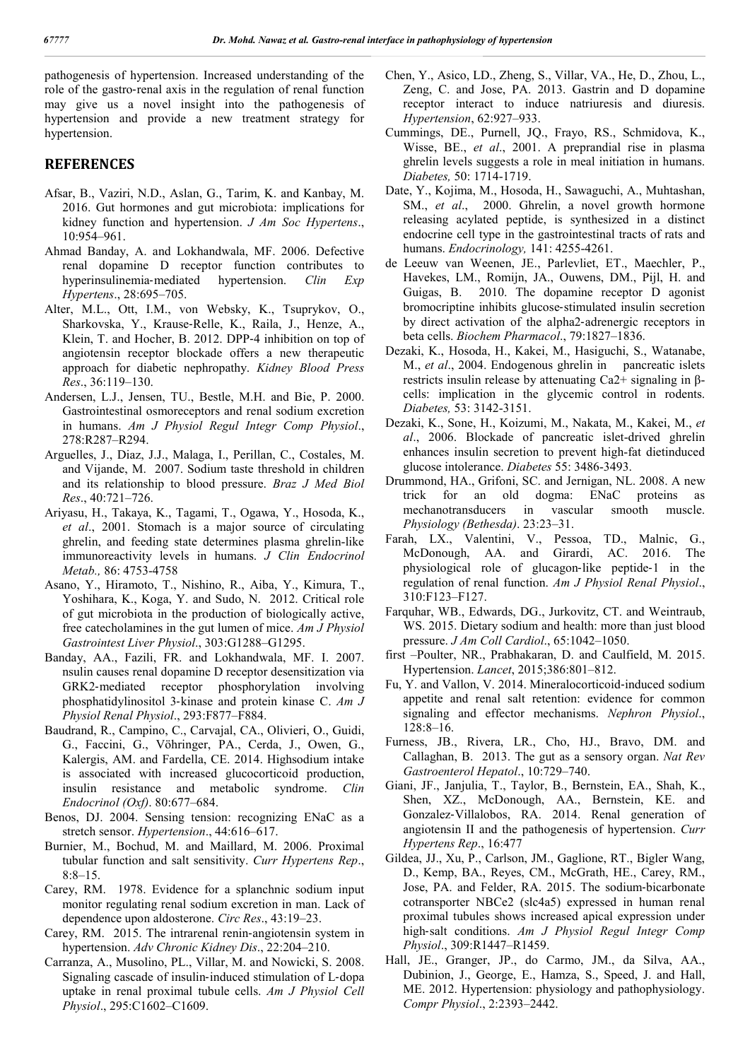pathogenesis of hypertension. Increased understanding of the role of the gastro-renal axis in the regulation of renal function may give us a novel insight into the pathogenesis of hypertension and provide a new treatment strategy for hypertension.

## REFERENCES

Afsar, B., Vaziri, N.D., Aslan, G., Tarim, K. and Kanbay, M. 2016. Gut hormones and gut microbiota: implications for kidney function and hypertension. *J Am Soc Hypertens*., 10:954–961.

Ahmad Banday, A. and Lokhandwala, MF. 2006. Defective renal dopamine D receptor function contributes to hyperinsulinemia-mediated hypertension. *Clin Exp Hypertens*., 28:695–705.

Alter, M.L., Ott, I.M., von Websky, K., Tsuprykov, O., Sharkovska, Y., Krause-Relle, K., Raila, J., Henze, A., Klein, T. and Hocher, B. 2012. DPP-4 inhibition on top of angiotensin receptor blockade offers a new therapeutic approach for diabetic nephropathy. *Kidney Blood Press Res*., 36:119–130.

Andersen, L.J., Jensen, TU., Bestle, M.H. and Bie, P. 2000. Gastrointestinal osmoreceptors and renal sodium excretion in humans. *Am J Physiol Regul Integr Comp Physiol*., 278:R287–R294.

Arguelles, J., Diaz, J.J., Malaga, I., Perillan, C., Costales, M. and Vijande, M. 2007. Sodium taste threshold in children and its relationship to blood pressure. *Braz J Med Biol Res*., 40:721–726.

Ariyasu, H., Takaya, K., Tagami, T., Ogawa, Y., Hosoda, K., *et al*., 2001. Stomach is a major source of circulating ghrelin, and feeding state determines plasma ghrelin-like immunoreactivity levels in humans. *J Clin Endocrinol Metab.,* 86: 4753-4758

Asano, Y., Hiramoto, T., Nishino, R., Aiba, Y., Kimura, T., Yoshihara, K., Koga, Y. and Sudo, N. 2012. Critical role of gut microbiota in the production of biologically active, free catecholamines in the gut lumen of mice. *Am J Physiol Gastrointest Liver Physiol*., 303:G1288–G1295.

Banday, AA., Fazili, FR. and Lokhandwala, MF. I. 2007. nsulin causes renal dopamine D receptor desensitization via GRK2-mediated receptor phosphorylation involving phosphatidylinositol 3-kinase and protein kinase C. *Am J Physiol Renal Physiol*., 293:F877–F884.

Baudrand, R., Campino, C., Carvajal, CA., Olivieri, O., Guidi, G., Faccini, G., Vöhringer, PA., Cerda, J., Owen, G., Kalergis, AM. and Fardella, CE. 2014. Highsodium intake is associated with increased glucocorticoid production, insulin resistance and metabolic syndrome. *Clin Endocrinol (Oxf)*. 80:677–684.

Benos, DJ. 2004. Sensing tension: recognizing ENaC as a stretch sensor. *Hypertension*., 44:616–617.

Burnier, M., Bochud, M. and Maillard, M. 2006. Proximal tubular function and salt sensitivity. *Curr Hypertens Rep*., 8:8–15.

Carey, RM. 1978. Evidence for a splanchnic sodium input monitor regulating renal sodium excretion in man. Lack of dependence upon aldosterone. *Circ Res*., 43:19–23.

Carey, RM. 2015. The intrarenal renin-angiotensin system in hypertension. *Adv Chronic Kidney Dis*., 22:204–210.

Carranza, A., Musolino, PL., Villar, M. and Nowicki, S. 2008. Signaling cascade of insulin-induced stimulation of L-dopa uptake in renal proximal tubule cells. *Am J Physiol Cell Physiol*., 295:C1602–C1609.

Chen, Y., Asico, LD., Zheng, S., Villar, VA., He, D., Zhou, L., Zeng, C. and Jose, PA. 2013. Gastrin and D dopamine receptor interact to induce natriuresis and diuresis. *Hypertension*, 62:927–933.

Cummings, DE., Purnell, JQ., Frayo, RS., Schmidova, K., Wisse, BE., *et al*., 2001. A preprandial rise in plasma ghrelin levels suggests a role in meal initiation in humans. *Diabetes,* 50: 1714-1719.

Date, Y., Kojima, M., Hosoda, H., Sawaguchi, A., Muhtashan, SM., *et al*., 2000. Ghrelin, a novel growth hormone releasing acylated peptide, is synthesized in a distinct endocrine cell type in the gastrointestinal tracts of rats and humans. *Endocrinology,* 141: 4255-4261.

de Leeuw van Weenen, JE., Parlevliet, ET., Maechler, P., Havekes, LM., Romijn, JA., Ouwens, DM., Pijl, H. and Guigas, B. 2010. The dopamine receptor D agonist bromocriptine inhibits glucose-stimulated insulin secretion by direct activation of the alpha2-adrenergic receptors in beta cells. *Biochem Pharmacol*., 79:1827–1836.

Dezaki, K., Hosoda, H., Kakei, M., Hasiguchi, S., Watanabe, M., *et al*., 2004. Endogenous ghrelin in pancreatic islets restricts insulin release by attenuating Ca2+ signaling in β-cells: implication in the glycemic control in rodents. *Diabetes,* 53: 3142-3151.

Dezaki, K., Sone, H., Koizumi, M., Nakata, M., Kakei, M., *et al*., 2006. Blockade of pancreatic islet-drived ghrelin enhances insulin secretion to prevent high-fat dietinduced glucose intolerance. *Diabetes* 55: 3486-3493.

Drummond, HA., Grifoni, SC. and Jernigan, NL. 2008. A new trick for an old dogma: ENaC proteins as mechanotransducers in vascular smooth muscle. *Physiology (Bethesda)*. 23:23–31.

Farah, LX., Valentini, V., Pessoa, TD., Malnic, G., McDonough, AA. and Girardi, AC. 2016. The physiological role of glucagon-like peptide-1 in the regulation of renal function. *Am J Physiol Renal Physiol*., 310:F123–F127.

Farquhar, WB., Edwards, DG., Jurkovitz, CT. and Weintraub, WS. 2015. Dietary sodium and health: more than just blood pressure. *J Am Coll Cardiol*., 65:1042–1050.

first –Poulter, NR., Prabhakaran, D. and Caulfield, M. 2015. Hypertension. *Lancet*, 2015;386:801–812.

Fu, Y. and Vallon, V. 2014. Mineralocorticoid-induced sodium appetite and renal salt retention: evidence for common signaling and effector mechanisms. *Nephron Physiol*., 128:8–16.

Furness, JB., Rivera, LR., Cho, HJ., Bravo, DM. and Callaghan, B. 2013. The gut as a sensory organ. *Nat Rev Gastroenterol Hepatol*., 10:729–740.

Giani, JF., Janjulia, T., Taylor, B., Bernstein, EA., Shah, K., Shen, XZ., McDonough, AA., Bernstein, KE. and Gonzalez-Villalobos, RA. 2014. Renal generation of angiotensin II and the pathogenesis of hypertension. *Curr Hypertens Rep*., 16:477

Gildea, JJ., Xu, P., Carlson, JM., Gaglione, RT., Bigler Wang, D., Kemp, BA., Reyes, CM., McGrath, HE., Carey, RM., Jose, PA. and Felder, RA. 2015. The sodium-bicarbonate cotransporter NBCe2 (slc4a5) expressed in human renal proximal tubules shows increased apical expression under high-salt conditions. *Am J Physiol Regul Integr Comp Physiol*., 309:R1447–R1459.

Hall, JE., Granger, JP., do Carmo, JM., da Silva, AA., Dubinion, J., George, E., Hamza, S., Speed, J. and Hall, ME. 2012. Hypertension: physiology and pathophysiology. *Compr Physiol*., 2:2393–2442.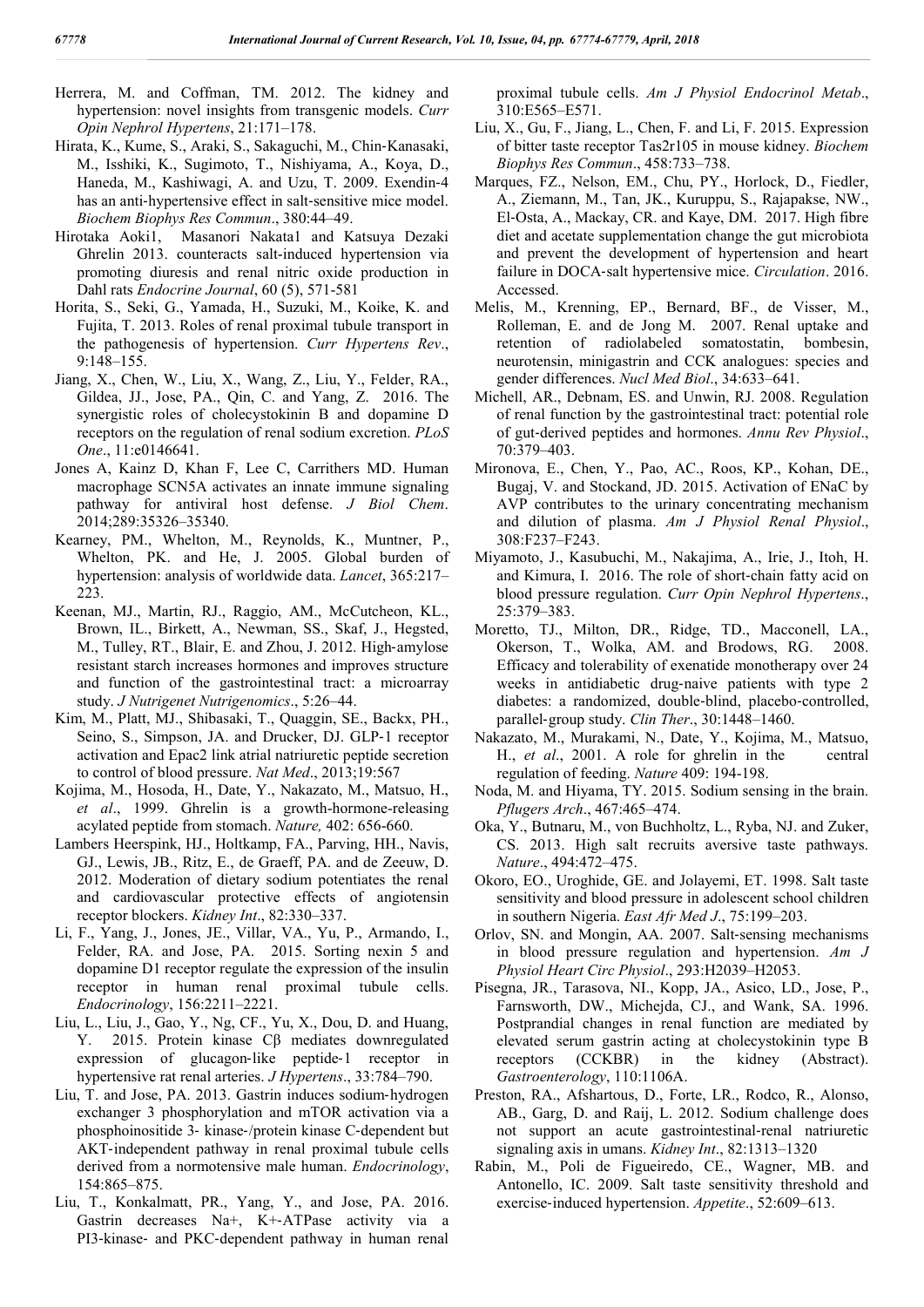Herrera, M. and Coffman, TM. 2012. The kidney and hypertension: novel insights from transgenic models. *Curr Opin Nephrol Hypertens*, 21:171–178.

Hirata, K., Kume, S., Araki, S., Sakaguchi, M., Chin-Kanasaki, M., Isshiki, K., Sugimoto, T., Nishiyama, A., Koya, D., Haneda, M., Kashiwagi, A. and Uzu, T. 2009. Exendin-4 has an anti-hypertensive effect in salt-sensitive mice model. *Biochem Biophys Res Commun*., 380:44–49.

Hirotaka Aoki1, Masanori Nakata1 and Katsuya Dezaki Ghrelin 2013. counteracts salt-induced hypertension via promoting diuresis and renal nitric oxide production in Dahl rats *Endocrine Journal*, 60 (5), 571-581

Horita, S., Seki, G., Yamada, H., Suzuki, M., Koike, K. and Fujita, T. 2013. Roles of renal proximal tubule transport in the pathogenesis of hypertension. *Curr Hypertens Rev*., 9:148–155.

Jiang, X., Chen, W., Liu, X., Wang, Z., Liu, Y., Felder, RA., Gildea, JJ., Jose, PA., Qin, C. and Yang, Z. 2016. The synergistic roles of cholecystokinin B and dopamine D receptors on the regulation of renal sodium excretion. *PLoS One*., 11:e0146641.

Jones A, Kainz D, Khan F, Lee C, Carrithers MD. Human macrophage SCN5A activates an innate immune signaling pathway for antiviral host defense. *J Biol Chem*. 2014;289:35326–35340.

Kearney, PM., Whelton, M., Reynolds, K., Muntner, P., Whelton, PK. and He, J. 2005. Global burden of hypertension: analysis of worldwide data. *Lancet*, 365:217–223.

Keenan, MJ., Martin, RJ., Raggio, AM., McCutcheon, KL., Brown, IL., Birkett, A., Newman, SS., Skaf, J., Hegsted, M., Tulley, RT., Blair, E. and Zhou, J. 2012. High-amylose resistant starch increases hormones and improves structure and function of the gastrointestinal tract: a microarray study. *J Nutrigenet Nutrigenomics*., 5:26–44.

Kim, M., Platt, MJ., Shibasaki, T., Quaggin, SE., Backx, PH., Seino, S., Simpson, JA. and Drucker, DJ. GLP-1 receptor activation and Epac2 link atrial natriuretic peptide secretion to control of blood pressure. *Nat Med*., 2013;19:567

Kojima, M., Hosoda, H., Date, Y., Nakazato, M., Matsuo, H., *et al*., 1999. Ghrelin is a growth-hormone-releasing acylated peptide from stomach. *Nature,* 402: 656-660.

Lambers Heerspink, HJ., Holtkamp, FA., Parving, HH., Navis, GJ., Lewis, JB., Ritz, E., de Graeff, PA. and de Zeeuw, D. 2012. Moderation of dietary sodium potentiates the renal and cardiovascular protective effects of angiotensin receptor blockers. *Kidney Int*., 82:330–337.

Li, F., Yang, J., Jones, JE., Villar, VA., Yu, P., Armando, I., Felder, RA. and Jose, PA. 2015. Sorting nexin 5 and dopamine D1 receptor regulate the expression of the insulin receptor in human renal proximal tubule cells. *Endocrinology*, 156:2211–2221.

Liu, L., Liu, J., Gao, Y., Ng, CF., Yu, X., Dou, D. and Huang, Y. 2015. Protein kinase Cβ mediates downregulated expression of glucagon-like peptide-1 receptor in hypertensive rat renal arteries. *J Hypertens*., 33:784–790.

Liu, T. and Jose, PA. 2013. Gastrin induces sodium-hydrogen exchanger 3 phosphorylation and mTOR activation via a phosphoinositide 3- kinase-/protein kinase C-dependent but AKT-independent pathway in renal proximal tubule cells derived from a normotensive male human. *Endocrinology*, 154:865–875.

Liu, T., Konkalmatt, PR., Yang, Y., and Jose, PA. 2016. Gastrin decreases Na+, K+-ATPase activity via a PI3-kinase- and PKC-dependent pathway in human renal proximal tubule cells. *Am J Physiol Endocrinol Metab*., 310:E565–E571.

Liu, X., Gu, F., Jiang, L., Chen, F. and Li, F. 2015. Expression of bitter taste receptor Tas2r105 in mouse kidney. *Biochem Biophys Res Commun*., 458:733–738.

Marques, FZ., Nelson, EM., Chu, PY., Horlock, D., Fiedler, A., Ziemann, M., Tan, JK., Kuruppu, S., Rajapakse, NW., El-Osta, A., Mackay, CR. and Kaye, DM. 2017. High fibre diet and acetate supplementation change the gut microbiota and prevent the development of hypertension and heart failure in DOCA-salt hypertensive mice. *Circulation*. 2016. Accessed.

Melis, M., Krenning, EP., Bernard, BF., de Visser, M., Rolleman, E. and de Jong M. 2007. Renal uptake and retention of radiolabeled somatostatin, bombesin, neurotensin, minigastrin and CCK analogues: species and gender differences. *Nucl Med Biol*., 34:633–641.

Michell, AR., Debnam, ES. and Unwin, RJ. 2008. Regulation of renal function by the gastrointestinal tract: potential role of gut-derived peptides and hormones. *Annu Rev Physiol*., 70:379–403.

Mironova, E., Chen, Y., Pao, AC., Roos, KP., Kohan, DE., Bugaj, V. and Stockand, JD. 2015. Activation of ENaC by AVP contributes to the urinary concentrating mechanism and dilution of plasma. *Am J Physiol Renal Physiol*., 308:F237–F243.

Miyamoto, J., Kasubuchi, M., Nakajima, A., Irie, J., Itoh, H. and Kimura, I. 2016. The role of short-chain fatty acid on blood pressure regulation. *Curr Opin Nephrol Hypertens*., 25:379–383.

Moretto, TJ., Milton, DR., Ridge, TD., Macconell, LA., Okerson, T., Wolka, AM. and Brodows, RG. 2008. Efficacy and tolerability of exenatide monotherapy over 24 weeks in antidiabetic drug-naive patients with type 2 diabetes: a randomized, double-blind, placebo-controlled, parallel-group study. *Clin Ther*., 30:1448–1460.

Nakazato, M., Murakami, N., Date, Y., Kojima, M., Matsuo, H., *et al*., 2001. A role for ghrelin in the central regulation of feeding. *Nature* 409: 194-198.

Noda, M. and Hiyama, TY. 2015. Sodium sensing in the brain. *Pflugers Arch*., 467:465–474.

Oka, Y., Butnaru, M., von Buchholtz, L., Ryba, NJ. and Zuker, CS. 2013. High salt recruits aversive taste pathways. *Nature*., 494:472–475.

Okoro, EO., Uroghide, GE. and Jolayemi, ET. 1998. Salt taste sensitivity and blood pressure in adolescent school children in southern Nigeria. *East Afr Med J*., 75:199–203.

Orlov, SN. and Mongin, AA. 2007. Salt-sensing mechanisms in blood pressure regulation and hypertension. *Am J Physiol Heart Circ Physiol*., 293:H2039–H2053.

Pisegna, JR., Tarasova, NI., Kopp, JA., Asico, LD., Jose, P., Farnsworth, DW., Michejda, CJ., and Wank, SA. 1996. Postprandial changes in renal function are mediated by elevated serum gastrin acting at cholecystokinin type B receptors (CCKBR) in the kidney (Abstract). *Gastroenterology*, 110:1106A.

Preston, RA., Afshartous, D., Forte, LR., Rodco, R., Alonso, AB., Garg, D. and Raij, L. 2012. Sodium challenge does not support an acute gastrointestinal-renal natriuretic signaling axis in umans. *Kidney Int*., 82:1313–1320

Rabin, M., Poli de Figueiredo, CE., Wagner, MB. and Antonello, IC. 2009. Salt taste sensitivity threshold and exercise-induced hypertension. *Appetite*., 52:609–613.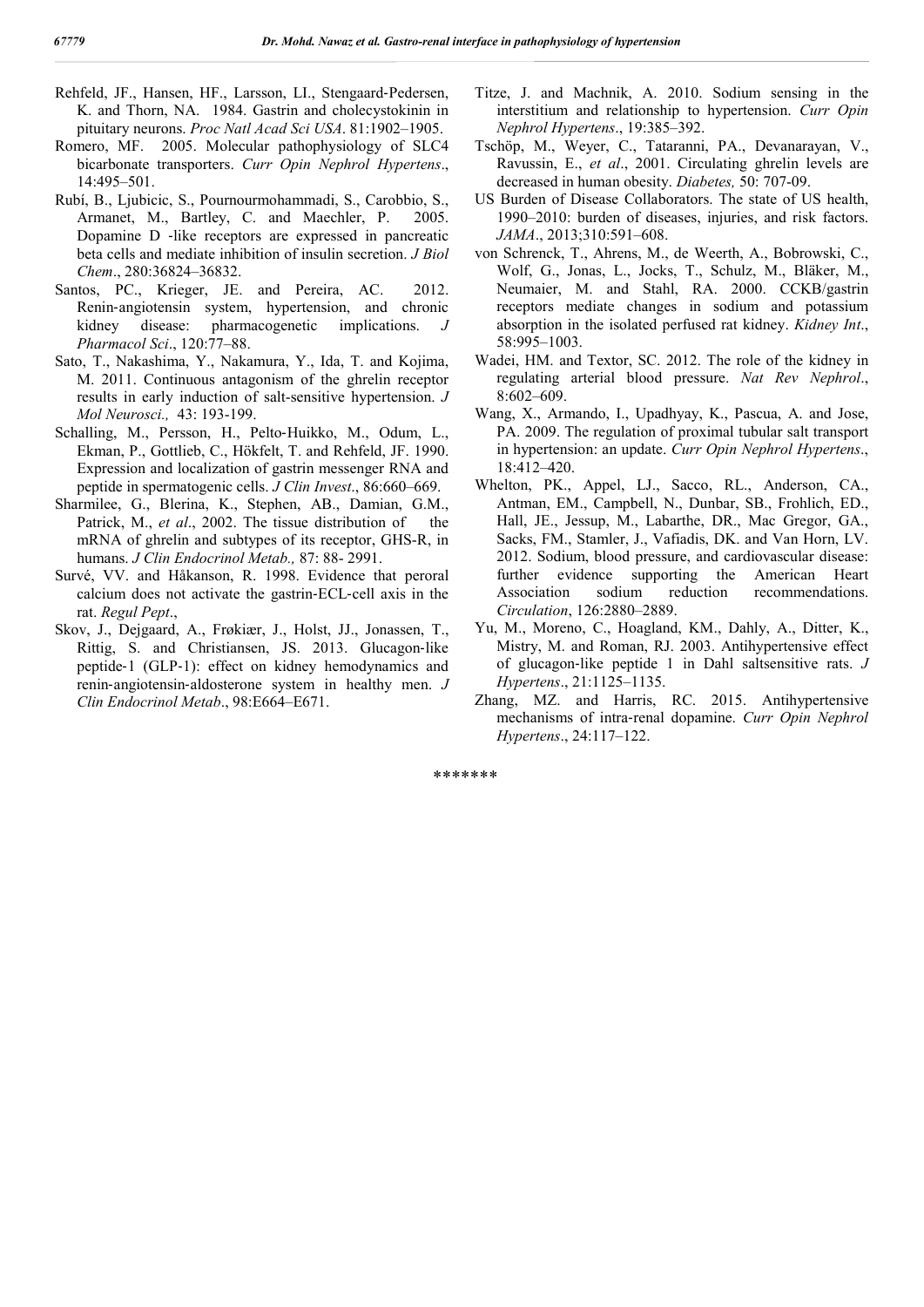Rehfeld, JF., Hansen, HF., Larsson, LI., Stengaard-Pedersen, K. and Thorn, NA. 1984. Gastrin and cholecystokinin in pituitary neurons. *Proc Natl Acad Sci USA*. 81:1902–1905.

Romero, MF. 2005. Molecular pathophysiology of SLC4 bicarbonate transporters. *Curr Opin Nephrol Hypertens*., 14:495–501.

Rubí, B., Ljubicic, S., Pournourmohammadi, S., Carobbio, S., Armanet, M., Bartley, C. and Maechler, P. 2005. Dopamine D -like receptors are expressed in pancreatic beta cells and mediate inhibition of insulin secretion. *J Biol Chem*., 280:36824–36832.

Santos, PC., Krieger, JE. and Pereira, AC. 2012. Renin-angiotensin system, hypertension, and chronic kidney disease: pharmacogenetic implications. *J Pharmacol Sci*., 120:77–88.

Sato, T., Nakashima, Y., Nakamura, Y., Ida, T. and Kojima, M. 2011. Continuous antagonism of the ghrelin receptor results in early induction of salt-sensitive hypertension. *J Mol Neurosci.,* 43: 193-199.

Schalling, M., Persson, H., Pelto-Huikko, M., Odum, L., Ekman, P., Gottlieb, C., Hökfelt, T. and Rehfeld, JF. 1990. Expression and localization of gastrin messenger RNA and peptide in spermatogenic cells. *J Clin Invest*., 86:660–669.

Sharmilee, G., Blerina, K., Stephen, AB., Damian, G.M., Patrick, M., *et al*., 2002. The tissue distribution of the mRNA of ghrelin and subtypes of its receptor, GHS-R, in humans. *J Clin Endocrinol Metab.,* 87: 88- 2991.

Survé, VV. and Håkanson, R. 1998. Evidence that peroral calcium does not activate the gastrin-ECL-cell axis in the rat. *Regul Pept*.,

Skov, J., Dejgaard, A., Frøkiær, J., Holst, JJ., Jonassen, T., Rittig, S. and Christiansen, JS. 2013. Glucagon-like peptide-1 (GLP-1): effect on kidney hemodynamics and renin-angiotensin-aldosterone system in healthy men. *J Clin Endocrinol Metab*., 98:E664–E671.

Titze, J. and Machnik, A. 2010. Sodium sensing in the interstitium and relationship to hypertension. *Curr Opin Nephrol Hypertens*., 19:385–392.

Tschöp, M., Weyer, C., Tataranni, PA., Devanarayan, V., Ravussin, E., *et al*., 2001. Circulating ghrelin levels are decreased in human obesity. *Diabetes,* 50: 707-09.

US Burden of Disease Collaborators. The state of US health, 1990–2010: burden of diseases, injuries, and risk factors. *JAMA*., 2013;310:591–608.

von Schrenck, T., Ahrens, M., de Weerth, A., Bobrowski, C., Wolf, G., Jonas, L., Jocks, T., Schulz, M., Bläker, M., Neumaier, M. and Stahl, RA. 2000. CCKB/gastrin receptors mediate changes in sodium and potassium absorption in the isolated perfused rat kidney. *Kidney Int*., 58:995–1003.

Wadei, HM. and Textor, SC. 2012. The role of the kidney in regulating arterial blood pressure. *Nat Rev Nephrol*., 8:602–609.

Wang, X., Armando, I., Upadhyay, K., Pascua, A. and Jose, PA. 2009. The regulation of proximal tubular salt transport in hypertension: an update. *Curr Opin Nephrol Hypertens*., 18:412–420.

Whelton, PK., Appel, LJ., Sacco, RL., Anderson, CA., Antman, EM., Campbell, N., Dunbar, SB., Frohlich, ED., Hall, JE., Jessup, M., Labarthe, DR., Mac Gregor, GA., Sacks, FM., Stamler, J., Vafiadis, DK. and Van Horn, LV. 2012. Sodium, blood pressure, and cardiovascular disease: further evidence supporting the American Heart Association sodium reduction recommendations. *Circulation*, 126:2880–2889.

Yu, M., Moreno, C., Hoagland, KM., Dahly, A., Ditter, K., Mistry, M. and Roman, RJ. 2003. Antihypertensive effect of glucagon-like peptide 1 in Dahl saltsensitive rats. *J Hypertens*., 21:1125–1135.

Zhang, MZ. and Harris, RC. 2015. Antihypertensive mechanisms of intra-renal dopamine. *Curr Opin Nephrol Hypertens*., 24:117–122.

*******